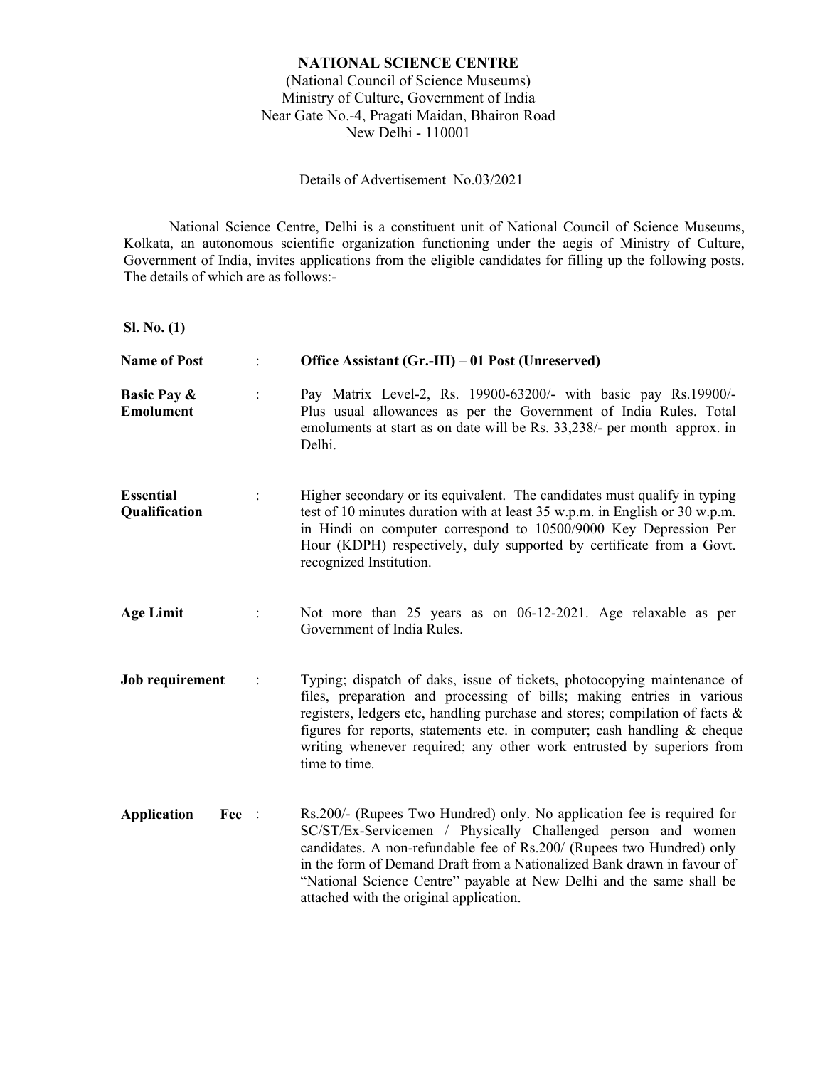**NATIONAL SCIENCE CENTRE**
(National Council of Science Museums)
Ministry of Culture, Government of India
Near Gate No.-4, Pragati Maidan, Bhairon Road
New Delhi - 110001

Details of Advertisement No.03/2021

National Science Centre, Delhi is a constituent unit of National Council of Science Museums, Kolkata, an autonomous scientific organization functioning under the aegis of Ministry of Culture, Government of India, invites applications from the eligible candidates for filling up the following posts. The details of which are as follows:-

**Sl. No. (1)**

**Name of Post** : **Office Assistant (Gr.-III) – 01 Post (Unreserved)**

**Basic Pay & Emolument** : Pay Matrix Level-2, Rs. 19900-63200/- with basic pay Rs.19900/- Plus usual allowances as per the Government of India Rules. Total emoluments at start as on date will be Rs. 33,238/- per month approx. in Delhi.

**Essential Qualification** : Higher secondary or its equivalent. The candidates must qualify in typing test of 10 minutes duration with at least 35 w.p.m. in English or 30 w.p.m. in Hindi on computer correspond to 10500/9000 Key Depression Per Hour (KDPH) respectively, duly supported by certificate from a Govt. recognized Institution.

**Age Limit** : Not more than 25 years as on 06-12-2021. Age relaxable as per Government of India Rules.

**Job requirement** : Typing; dispatch of daks, issue of tickets, photocopying maintenance of files, preparation and processing of bills; making entries in various registers, ledgers etc, handling purchase and stores; compilation of facts & figures for reports, statements etc. in computer; cash handling & cheque writing whenever required; any other work entrusted by superiors from time to time.

**Application Fee** : Rs.200/- (Rupees Two Hundred) only. No application fee is required for SC/ST/Ex-Servicemen / Physically Challenged person and women candidates. A non-refundable fee of Rs.200/ (Rupees two Hundred) only in the form of Demand Draft from a Nationalized Bank drawn in favour of "National Science Centre" payable at New Delhi and the same shall be attached with the original application.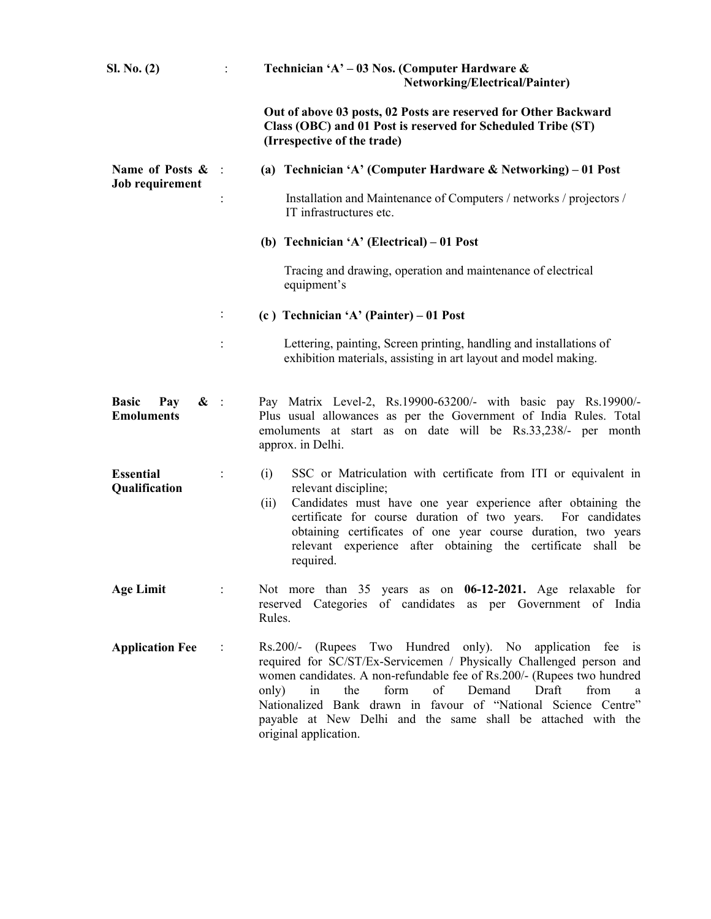| | | |
|---|---|---|
| **Sl. No. (2)** | : | **Technician 'A' – 03 Nos. (Computer Hardware & Networking/Electrical/Painter)** |
| | | **Out of above 03 posts, 02 Posts are reserved for Other Backward Class (OBC) and 01 Post is reserved for Scheduled Tribe (ST) (Irrespective of the trade)** |
| **Name of Posts & Job requirement** | : | **(a) Technician 'A' (Computer Hardware & Networking) – 01 Post** |
| | : | Installation and Maintenance of Computers / networks / projectors / IT infrastructures etc. |
| | | **(b) Technician 'A' (Electrical) – 01 Post** |
| | | Tracing and drawing, operation and maintenance of electrical equipment's |
| | : | **(c ) Technician 'A' (Painter) – 01 Post** |
| | : | Lettering, painting, Screen printing, handling and installations of exhibition materials, assisting in art layout and model making. |
| **Basic Pay & Emoluments** | : | Pay Matrix Level-2, Rs.19900-63200/- with basic pay Rs.19900/- Plus usual allowances as per the Government of India Rules. Total emoluments at start as on date will be Rs.33,238/- per month approx. in Delhi. |
| **Essential Qualification** | : | (i) SSC or Matriculation with certificate from ITI or equivalent in relevant discipline;<br>(ii) Candidates must have one year experience after obtaining the certificate for course duration of two years. For candidates obtaining certificates of one year course duration, two years relevant experience after obtaining the certificate shall be required. |
| **Age Limit** | : | Not more than 35 years as on **06-12-2021.** Age relaxable for reserved Categories of candidates as per Government of India Rules. |
| **Application Fee** | : | Rs.200/- (Rupees Two Hundred only). No application fee is required for SC/ST/Ex-Servicemen / Physically Challenged person and women candidates. A non-refundable fee of Rs.200/- (Rupees two hundred only) in the form of Demand Draft from a Nationalized Bank drawn in favour of "National Science Centre" payable at New Delhi and the same shall be attached with the original application. |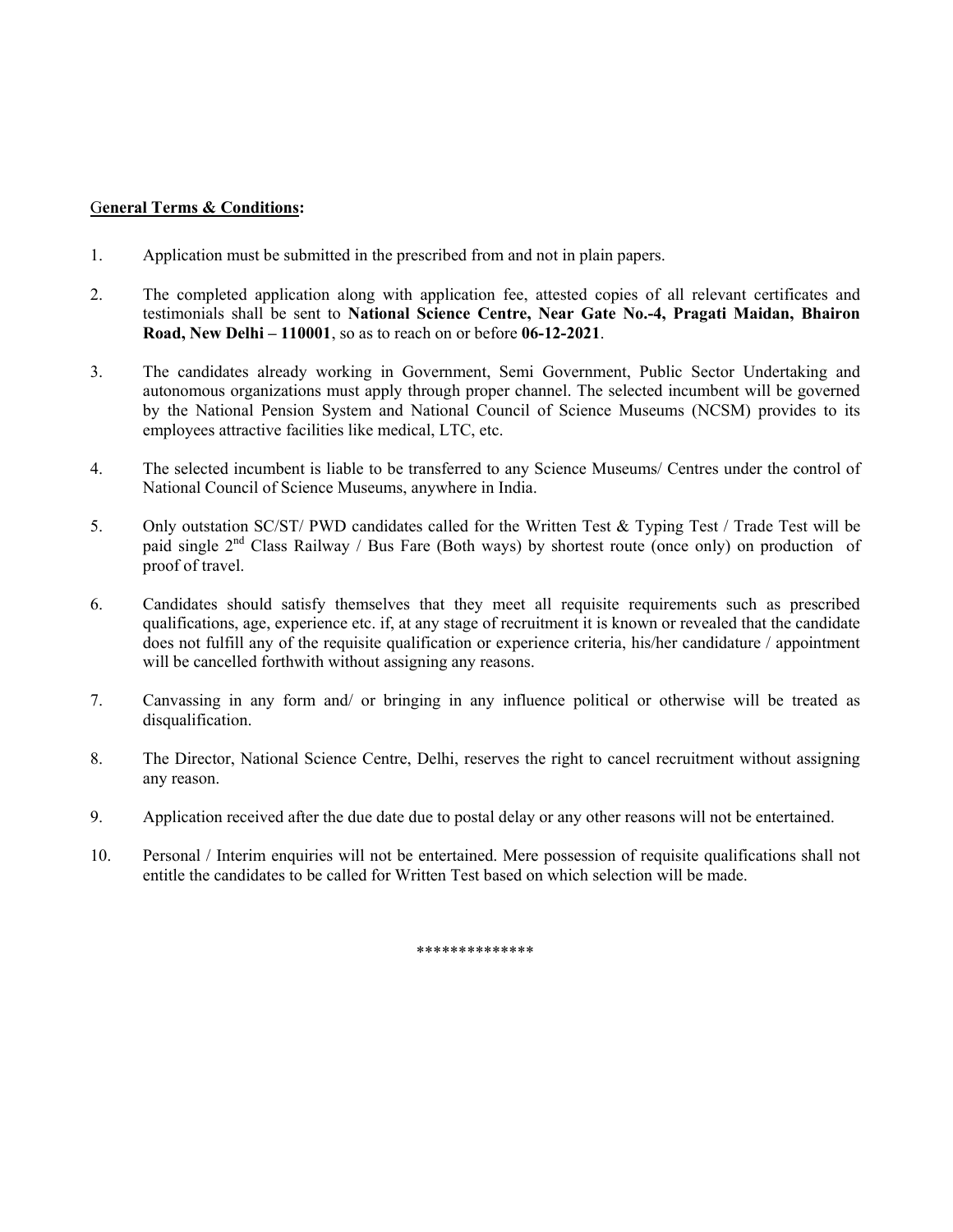**General Terms & Conditions:**

1. Application must be submitted in the prescribed from and not in plain papers.

2. The completed application along with application fee, attested copies of all relevant certificates and testimonials shall be sent to **National Science Centre, Near Gate No.-4, Pragati Maidan, Bhairon Road, New Delhi – 110001**, so as to reach on or before **06-12-2021**.

3. The candidates already working in Government, Semi Government, Public Sector Undertaking and autonomous organizations must apply through proper channel. The selected incumbent will be governed by the National Pension System and National Council of Science Museums (NCSM) provides to its employees attractive facilities like medical, LTC, etc.

4. The selected incumbent is liable to be transferred to any Science Museums/ Centres under the control of National Council of Science Museums, anywhere in India.

5. Only outstation SC/ST/ PWD candidates called for the Written Test & Typing Test / Trade Test will be paid single 2nd Class Railway / Bus Fare (Both ways) by shortest route (once only) on production of proof of travel.

6. Candidates should satisfy themselves that they meet all requisite requirements such as prescribed qualifications, age, experience etc. if, at any stage of recruitment it is known or revealed that the candidate does not fulfill any of the requisite qualification or experience criteria, his/her candidature / appointment will be cancelled forthwith without assigning any reasons.

7. Canvassing in any form and/ or bringing in any influence political or otherwise will be treated as disqualification.

8. The Director, National Science Centre, Delhi, reserves the right to cancel recruitment without assigning any reason.

9. Application received after the due date due to postal delay or any other reasons will not be entertained.

10. Personal / Interim enquiries will not be entertained. Mere possession of requisite qualifications shall not entitle the candidates to be called for Written Test based on which selection will be made.

**************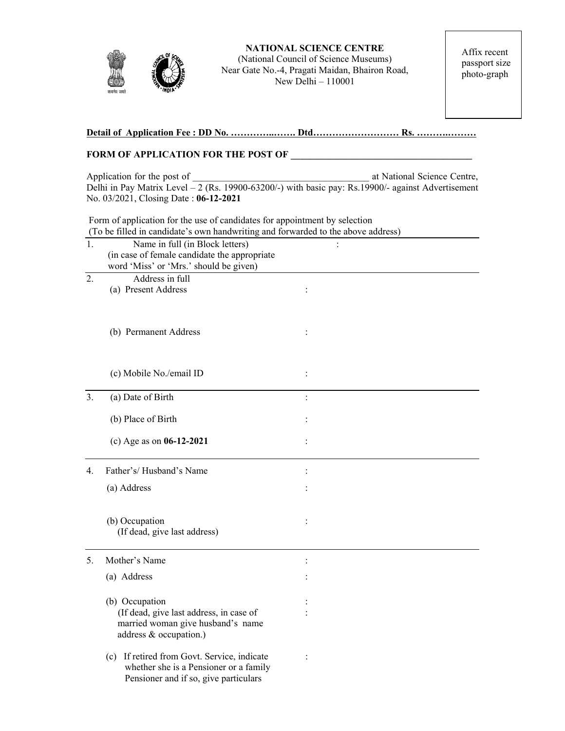**NATIONAL SCIENCE CENTRE**
(National Council of Science Museums)
Near Gate No.-4, Pragati Maidan, Bhairon Road,
New Delhi – 110001

Affix recent passport size photo-graph

**Detail of Application Fee : DD No. …………..……. Dtd……………………… Rs. ……….………**

**FORM OF APPLICATION FOR THE POST OF \_\_\_\_\_\_\_\_\_\_\_\_\_\_\_\_\_\_\_\_\_\_\_\_\_\_\_\_\_\_\_\_\_\_\_\_\_\_**

Application for the post of \_\_\_\_\_\_\_\_\_\_\_\_\_\_\_\_\_\_\_\_\_\_\_\_\_\_\_\_\_\_\_\_\_\_\_\_ at National Science Centre, Delhi in Pay Matrix Level – 2 (Rs. 19900-63200/-) with basic pay: Rs.19900/- against Advertisement No. 03/2021, Closing Date : **06-12-2021**

Form of application for the use of candidates for appointment by selection
(To be filled in candidate's own handwriting and forwarded to the above address)

| | | |
|---|---|---|
| 1. | Name in full (in Block letters) (in case of female candidate the appropriate word 'Miss' or 'Mrs.' should be given) | : |
| 2. | Address in full | |
| | (a) Present Address | : |
| | (b) Permanent Address | : |
| | (c) Mobile No./email ID | : |
| 3. | (a) Date of Birth | : |
| | (b) Place of Birth | : |
| | (c) Age as on **06-12-2021** | : |
| 4. | Father's/ Husband's Name | : |
| | (a) Address | : |
| | (b) Occupation (If dead, give last address) | : |
| 5. | Mother's Name | : |
| | (a) Address | : |
| | (b) Occupation (If dead, give last address, in case of married woman give husband's name address & occupation.) | : |
| | (c) If retired from Govt. Service, indicate whether she is a Pensioner or a family Pensioner and if so, give particulars | : |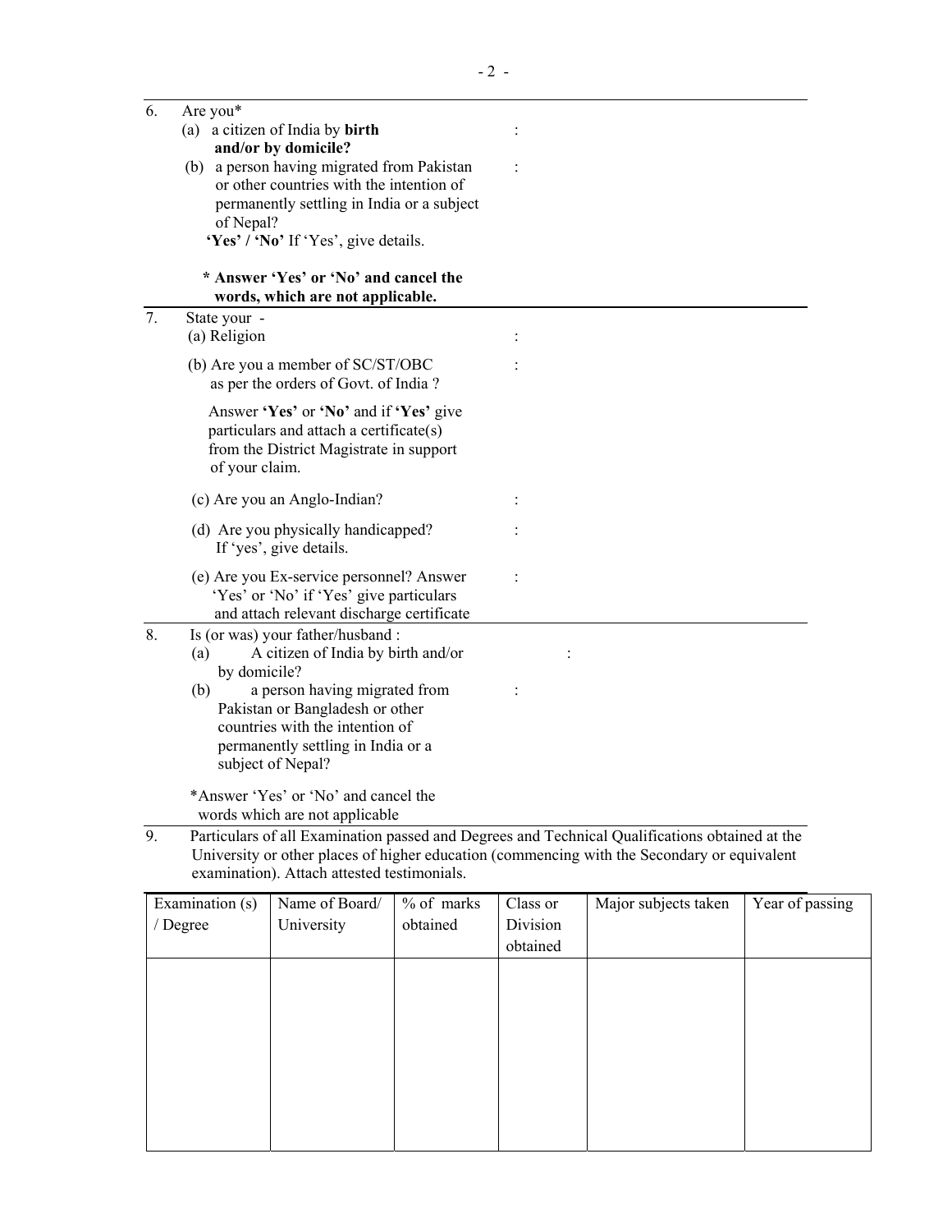6. Are you*
   (a) a citizen of India by **birth and/or by domicile?** :
   (b) a person having migrated from Pakistan or other countries with the intention of permanently settling in India or a subject of Nepal? :
   **'Yes' / 'No'** If 'Yes', give details.

   **\* Answer 'Yes' or 'No' and cancel the words, which are not applicable.**

7. State your -
   (a) Religion :
   (b) Are you a member of SC/ST/OBC as per the orders of Govt. of India ? :

   Answer **'Yes'** or **'No'** and if **'Yes'** give particulars and attach a certificate(s) from the District Magistrate in support of your claim.

   (c) Are you an Anglo-Indian? :
   (d) Are you physically handicapped? If 'yes', give details. :
   (e) Are you Ex-service personnel? Answer 'Yes' or 'No' if 'Yes' give particulars and attach relevant discharge certificate :

8. Is (or was) your father/husband :
   (a) A citizen of India by birth and/or by domicile? :
   (b) a person having migrated from Pakistan or Bangladesh or other countries with the intention of permanently settling in India or a subject of Nepal? :

   *Answer 'Yes' or 'No' and cancel the words which are not applicable

9. Particulars of all Examination passed and Degrees and Technical Qualifications obtained at the University or other places of higher education (commencing with the Secondary or equivalent examination). Attach attested testimonials.

| Examination (s) / Degree | Name of Board/ University | % of marks obtained | Class or Division obtained | Major subjects taken | Year of passing |
|---|---|---|---|---|---|
| | | | | | |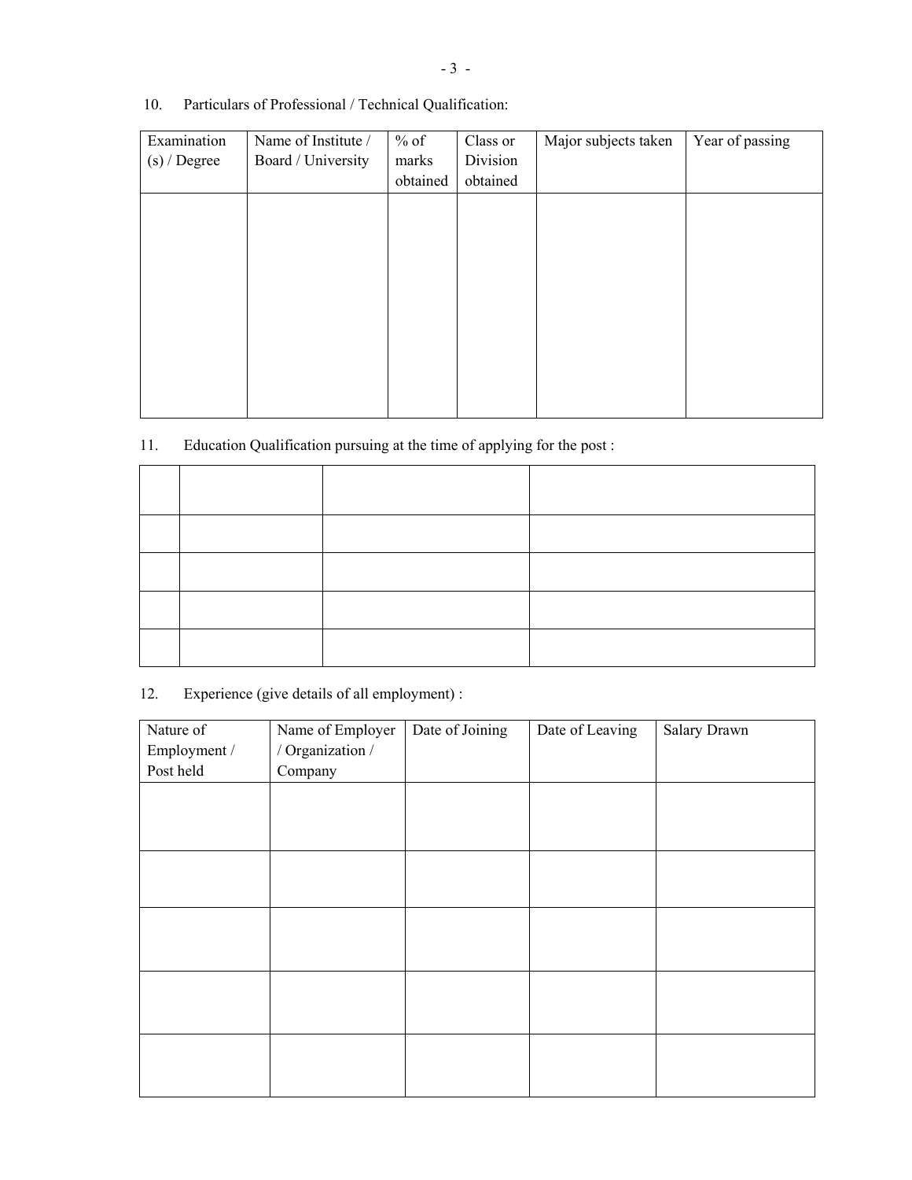10. Particulars of Professional / Technical Qualification:

| Examination (s) / Degree | Name of Institute / Board / University | % of marks obtained | Class or Division obtained | Major subjects taken | Year of passing |
|---|---|---|---|---|---|
| | | | | | |

11. Education Qualification pursuing at the time of applying for the post :

| | | | |
|---|---|---|---|
| | | | |
| | | | |
| | | | |
| | | | |

12. Experience (give details of all employment) :

| Nature of Employment / Post held | Name of Employer / Organization / Company | Date of Joining | Date of Leaving | Salary Drawn |
|---|---|---|---|---|
| | | | | |
| | | | | |
| | | | | |
| | | | | |
| | | | | |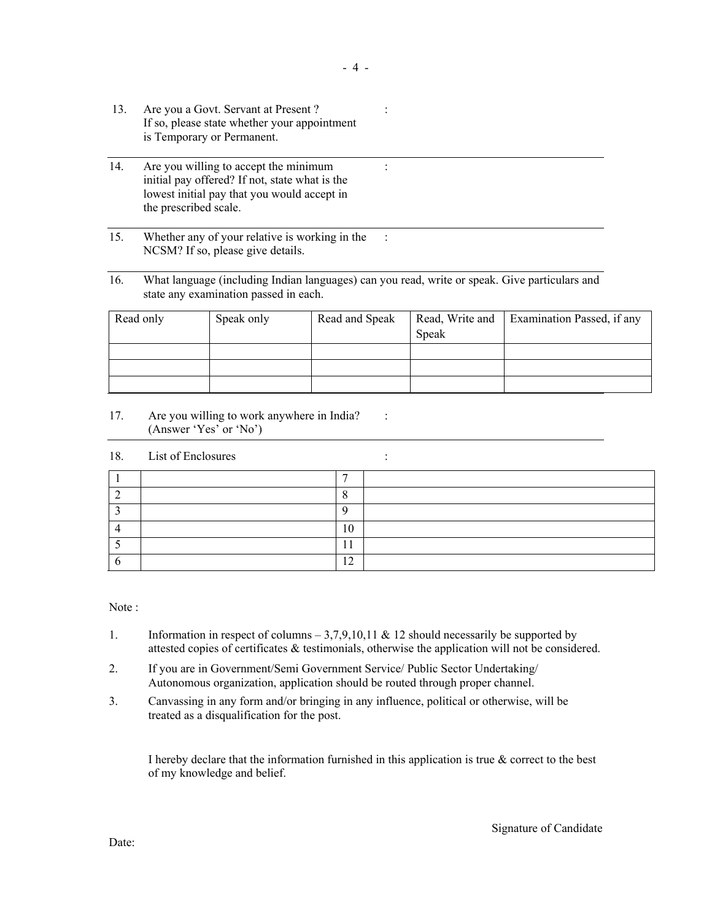13. Are you a Govt. Servant at Present ? If so, please state whether your appointment is Temporary or Permanent. :

---

14. Are you willing to accept the minimum initial pay offered? If not, state what is the lowest initial pay that you would accept in the prescribed scale. :

---

15. Whether any of your relative is working in the NCSM? If so, please give details. :

---

16. What language (including Indian languages) can you read, write or speak. Give particulars and state any examination passed in each.

| Read only | Speak only | Read and Speak | Read, Write and Speak | Examination Passed, if any |
|---|---|---|---|---|
| | | | | |
| | | | | |
| | | | | |

17. Are you willing to work anywhere in India? (Answer 'Yes' or 'No') :

---

18. List of Enclosures :

| | | | |
|---|---|---|---|
| 1 | | 7 | |
| 2 | | 8 | |
| 3 | | 9 | |
| 4 | | 10 | |
| 5 | | 11 | |
| 6 | | 12 | |

Note :

1. Information in respect of columns – 3,7,9,10,11 & 12 should necessarily be supported by attested copies of certificates & testimonials, otherwise the application will not be considered.
2. If you are in Government/Semi Government Service/ Public Sector Undertaking/ Autonomous organization, application should be routed through proper channel.
3. Canvassing in any form and/or bringing in any influence, political or otherwise, will be treated as a disqualification for the post.

I hereby declare that the information furnished in this application is true & correct to the best of my knowledge and belief.

Signature of Candidate

Date: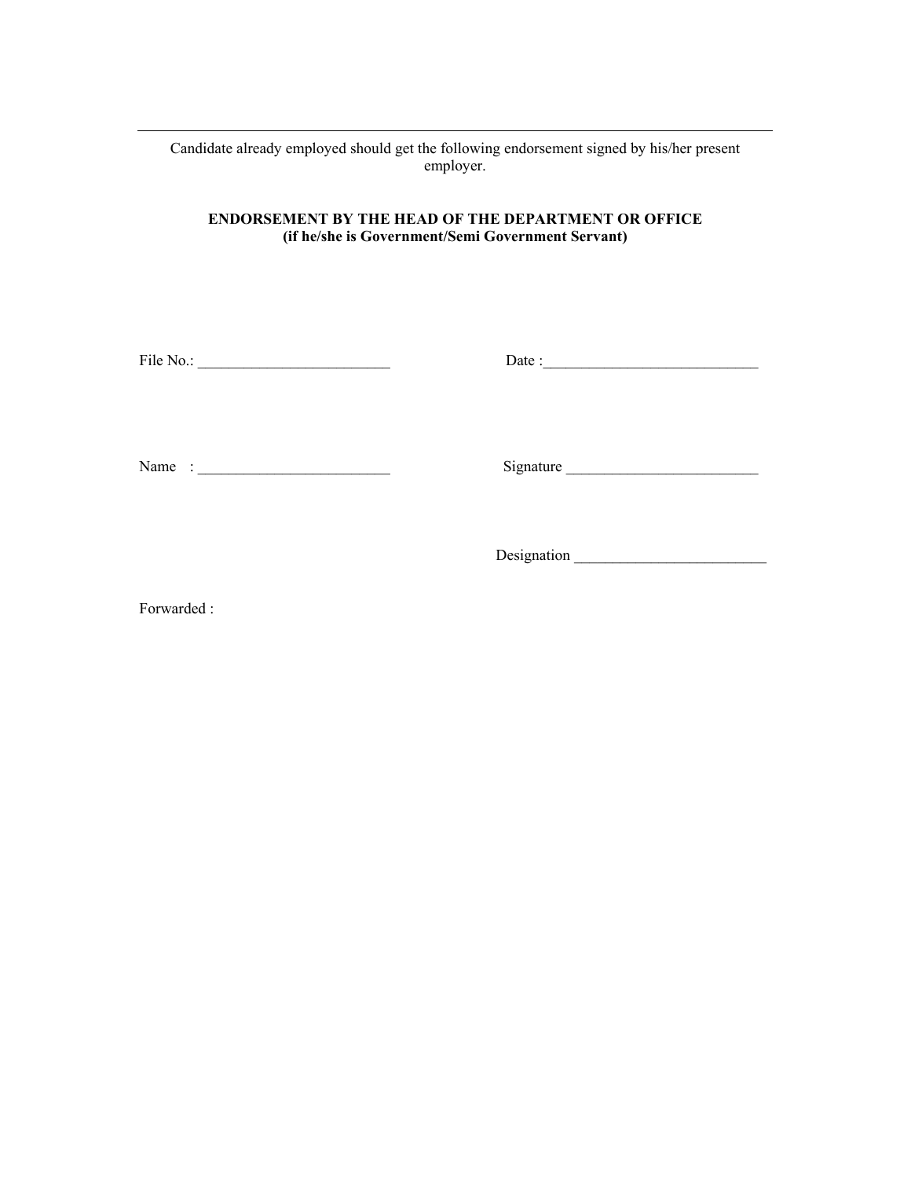---

Candidate already employed should get the following endorsement signed by his/her present employer.

**ENDORSEMENT BY THE HEAD OF THE DEPARTMENT OR OFFICE**
**(if he/she is Government/Semi Government Servant)**

File No.: _________________________ Date :_____________________________

Name : _________________________ Signature _________________________

Designation _________________________

Forwarded :